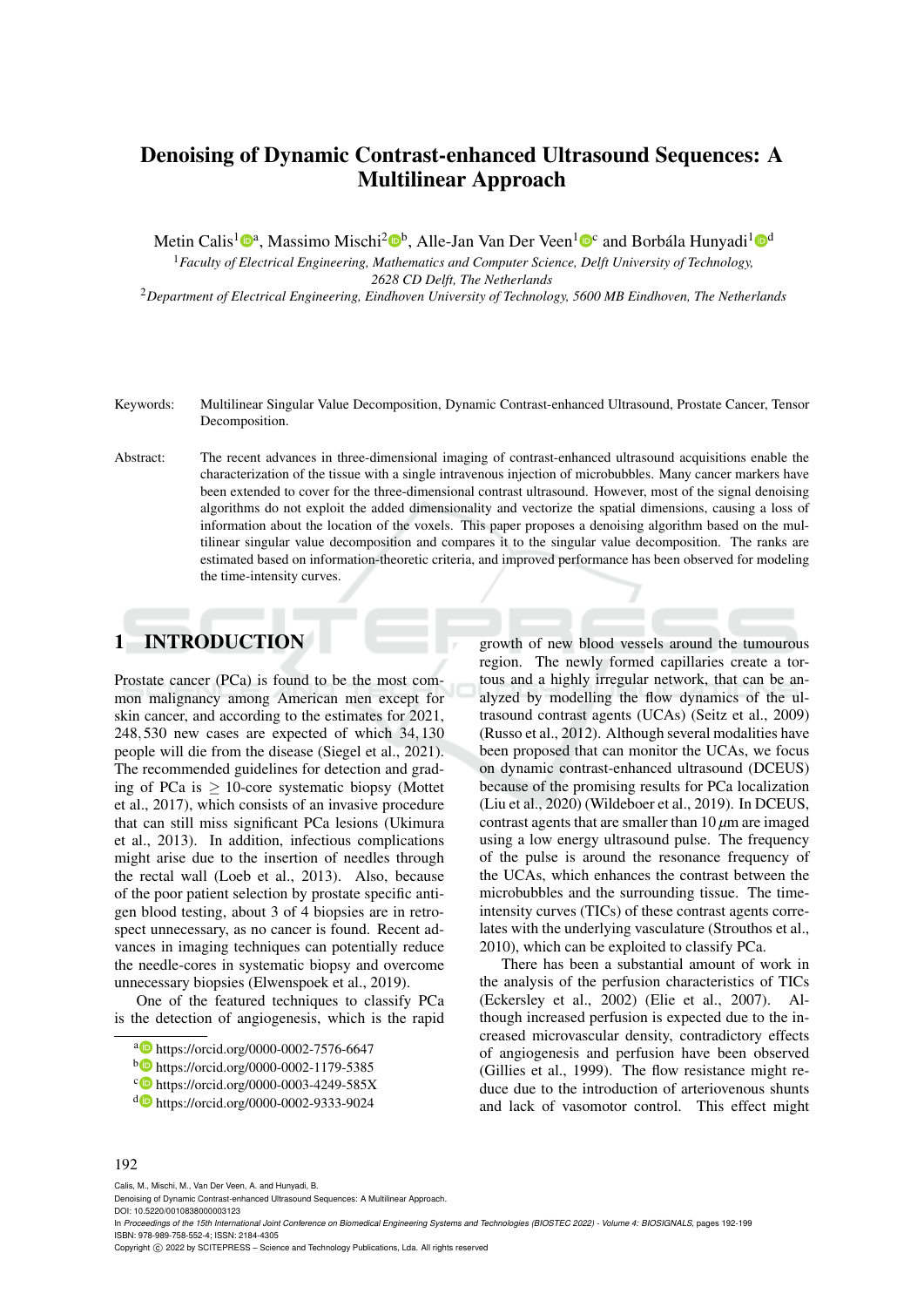# Denoising of Dynamic Contrast-enhanced Ultrasound Sequences: A Multilinear Approach

Metin Calis[1][a], Massimo Mischi[2][b], Alle-Jan Van Der Veen[1][c] and Borbála Hunyadi[1][d]

[1]*Faculty of Electrical Engineering, Mathematics and Computer Science, Delft University of Technology, 2628 CD Delft, The Netherlands*

[2]*Department of Electrical Engineering, Eindhoven University of Technology, 5600 MB Eindhoven, The Netherlands*

Keywords: Multilinear Singular Value Decomposition, Dynamic Contrast-enhanced Ultrasound, Prostate Cancer, Tensor Decomposition.

Abstract: The recent advances in three-dimensional imaging of contrast-enhanced ultrasound acquisitions enable the characterization of the tissue with a single intravenous injection of microbubbles. Many cancer markers have been extended to cover for the three-dimensional contrast ultrasound. However, most of the signal denoising algorithms do not exploit the added dimensionality and vectorize the spatial dimensions, causing a loss of information about the location of the voxels. This paper proposes a denoising algorithm based on the multilinear singular value decomposition and compares it to the singular value decomposition. The ranks are estimated based on information-theoretic criteria, and improved performance has been observed for modeling the time-intensity curves.

## 1 INTRODUCTION

Prostate cancer (PCa) is found to be the most common malignancy among American men except for skin cancer, and according to the estimates for 2021, $248,530$ new cases are expected of which $34,130$ people will die from the disease (Siegel et al., 2021). The recommended guidelines for detection and grading of PCa is $\geq 10$-core systematic biopsy (Mottet et al., 2017), which consists of an invasive procedure that can still miss significant PCa lesions (Ukimura et al., 2013). In addition, infectious complications might arise due to the insertion of needles through the rectal wall (Loeb et al., 2013). Also, because of the poor patient selection by prostate specific antigen blood testing, about 3 of 4 biopsies are in retrospect unnecessary, as no cancer is found. Recent advances in imaging techniques can potentially reduce the needle-cores in systematic biopsy and overcome unnecessary biopsies (Elwenspoek et al., 2019).

One of the featured techniques to classify PCa is the detection of angiogenesis, which is the rapid growth of new blood vessels around the tumourous region. The newly formed capillaries create a tortous and a highly irregular network, that can be analyzed by modelling the flow dynamics of the ultrasound contrast agents (UCAs) (Seitz et al., 2009) (Russo et al., 2012). Although several modalities have been proposed that can monitor the UCAs, we focus on dynamic contrast-enhanced ultrasound (DCEUS) because of the promising results for PCa localization (Liu et al., 2020) (Wildeboer et al., 2019). In DCEUS, contrast agents that are smaller than $10\,\mu$m are imaged using a low energy ultrasound pulse. The frequency of the pulse is around the resonance frequency of the UCAs, which enhances the contrast between the microbubbles and the surrounding tissue. The time-intensity curves (TICs) of these contrast agents correlates with the underlying vasculature (Strouthos et al., 2010), which can be exploited to classify PCa.

There has been a substantial amount of work in the analysis of the perfusion characteristics of TICs (Eckersley et al., 2002) (Elie et al., 2007). Although increased perfusion is expected due to the increased microvascular density, contradictory effects of angiogenesis and perfusion have been observed (Gillies et al., 1999). The flow resistance might reduce due to the introduction of arteriovenous shunts and lack of vasomotor control. This effect might

[a] https://orcid.org/0000-0002-7576-6647
[b] https://orcid.org/0000-0002-1179-5385
[c] https://orcid.org/0000-0003-4249-585X
[d] https://orcid.org/0000-0002-9333-9024

Calis, M., Mischi, M., Van Der Veen, A. and Hunyadi, B.
Denoising of Dynamic Contrast-enhanced Ultrasound Sequences: A Multilinear Approach.
DOI: 10.5220/0010838000003123
In *Proceedings of the 15th International Joint Conference on Biomedical Engineering Systems and Technologies (BIOSTEC 2022) - Volume 4: BIOSIGNALS*, pages 192-199
ISBN: 978-989-758-552-4; ISSN: 2184-4305
Copyright © 2022 by SCITEPRESS – Science and Technology Publications, Lda. All rights reserved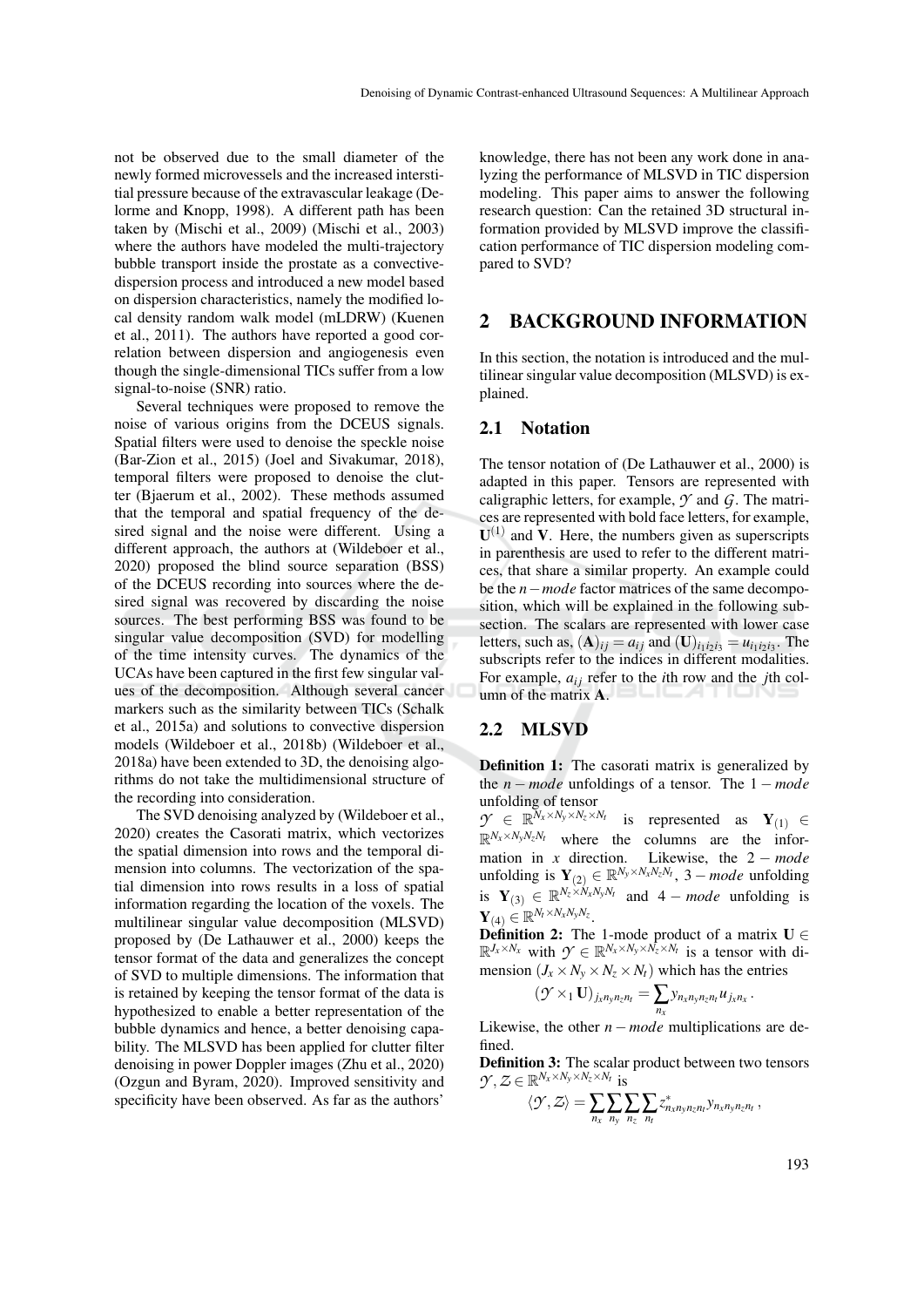not be observed due to the small diameter of the newly formed microvessels and the increased interstitial pressure because of the extravascular leakage (Delorme and Knopp, 1998). A different path has been taken by (Mischi et al., 2009) (Mischi et al., 2003) where the authors have modeled the multi-trajectory bubble transport inside the prostate as a convective-dispersion process and introduced a new model based on dispersion characteristics, namely the modified local density random walk model (mLDRW) (Kuenen et al., 2011). The authors have reported a good correlation between dispersion and angiogenesis even though the single-dimensional TICs suffer from a low signal-to-noise (SNR) ratio.

Several techniques were proposed to remove the noise of various origins from the DCEUS signals. Spatial filters were used to denoise the speckle noise (Bar-Zion et al., 2015) (Joel and Sivakumar, 2018), temporal filters were proposed to denoise the clutter (Bjaerum et al., 2002). These methods assumed that the temporal and spatial frequency of the desired signal and the noise were different. Using a different approach, the authors at (Wildeboer et al., 2020) proposed the blind source separation (BSS) of the DCEUS recording into sources where the desired signal was recovered by discarding the noise sources. The best performing BSS was found to be singular value decomposition (SVD) for modelling of the time intensity curves. The dynamics of the UCAs have been captured in the first few singular values of the decomposition. Although several cancer markers such as the similarity between TICs (Schalk et al., 2015a) and solutions to convective dispersion models (Wildeboer et al., 2018b) (Wildeboer et al., 2018a) have been extended to 3D, the denoising algorithms do not take the multidimensional structure of the recording into consideration.

The SVD denoising analyzed by (Wildeboer et al., 2020) creates the Casorati matrix, which vectorizes the spatial dimension into rows and the temporal dimension into columns. The vectorization of the spatial dimension into rows results in a loss of spatial information regarding the location of the voxels. The multilinear singular value decomposition (MLSVD) proposed by (De Lathauwer et al., 2000) keeps the tensor format of the data and generalizes the concept of SVD to multiple dimensions. The information that is retained by keeping the tensor format of the data is hypothesized to enable a better representation of the bubble dynamics and hence, a better denoising capability. The MLSVD has been applied for clutter filter denoising in power Doppler images (Zhu et al., 2020) (Ozgun and Byram, 2020). Improved sensitivity and specificity have been observed. As far as the authors' knowledge, there has not been any work done in analyzing the performance of MLSVD in TIC dispersion modeling. This paper aims to answer the following research question: Can the retained 3D structural information provided by MLSVD improve the classification performance of TIC dispersion modeling compared to SVD?

## 2 BACKGROUND INFORMATION

In this section, the notation is introduced and the multilinear singular value decomposition (MLSVD) is explained.

### 2.1 Notation

The tensor notation of (De Lathauwer et al., 2000) is adapted in this paper. Tensors are represented with caligraphic letters, for example, $\mathcal{Y}$ and $\mathcal{G}$. The matrices are represented with bold face letters, for example, $\mathbf{U}^{(1)}$ and $\mathbf{V}$. Here, the numbers given as superscripts in parenthesis are used to refer to the different matrices, that share a similar property. An example could be the $n-mode$ factor matrices of the same decomposition, which will be explained in the following subsection. The scalars are represented with lower case letters, such as, $(\mathbf{A})_{ij} = a_{ij}$ and $(\mathbf{U})_{i_1 i_2 i_3} = u_{i_1 i_2 i_3}$. The subscripts refer to the indices in different modalities. For example, $a_{ij}$ refer to the $i$th row and the $j$th column of the matrix $\mathbf{A}$.

### 2.2 MLSVD

**Definition 1:** The casorati matrix is generalized by the $n-mode$ unfoldings of a tensor. The $1-mode$ unfolding of tensor $\mathcal{Y} \in \mathbb{R}^{N_x \times N_y \times N_z \times N_t}$ is represented as $\mathbf{Y}_{(1)} \in \mathbb{R}^{N_x \times N_y N_z N_t}$ where the columns are the information in $x$ direction. Likewise, the $2-mode$ unfolding is $\mathbf{Y}_{(2)} \in \mathbb{R}^{N_y \times N_x N_z N_t}$, $3-mode$ unfolding is $\mathbf{Y}_{(3)} \in \mathbb{R}^{N_z \times N_x N_y N_t}$ and $4-mode$ unfolding is $\mathbf{Y}_{(4)} \in \mathbb{R}^{N_t \times N_x N_y N_z}$.

**Definition 2:** The 1-mode product of a matrix $\mathbf{U} \in \mathbb{R}^{J_x \times N_x}$ with $\mathcal{Y} \in \mathbb{R}^{N_x \times N_y \times N_z \times N_t}$ is a tensor with dimension $(J_x \times N_y \times N_z \times N_t)$ which has the entries

$$(\mathcal{Y} \times_1 \mathbf{U})_{j_x n_y n_z n_t} = \sum_{n_x} y_{n_x n_y n_z n_t} u_{j_x n_x}.$$

Likewise, the other $n-mode$ multiplications are defined.

**Definition 3:** The scalar product between two tensors $\mathcal{Y}, \mathcal{Z} \in \mathbb{R}^{N_x \times N_y \times N_z \times N_t}$ is

$$\langle \mathcal{Y}, \mathcal{Z} \rangle = \sum_{n_x} \sum_{n_y} \sum_{n_z} \sum_{n_t} z^{*}_{n_x n_y n_z n_t} y_{n_x n_y n_z n_t},$$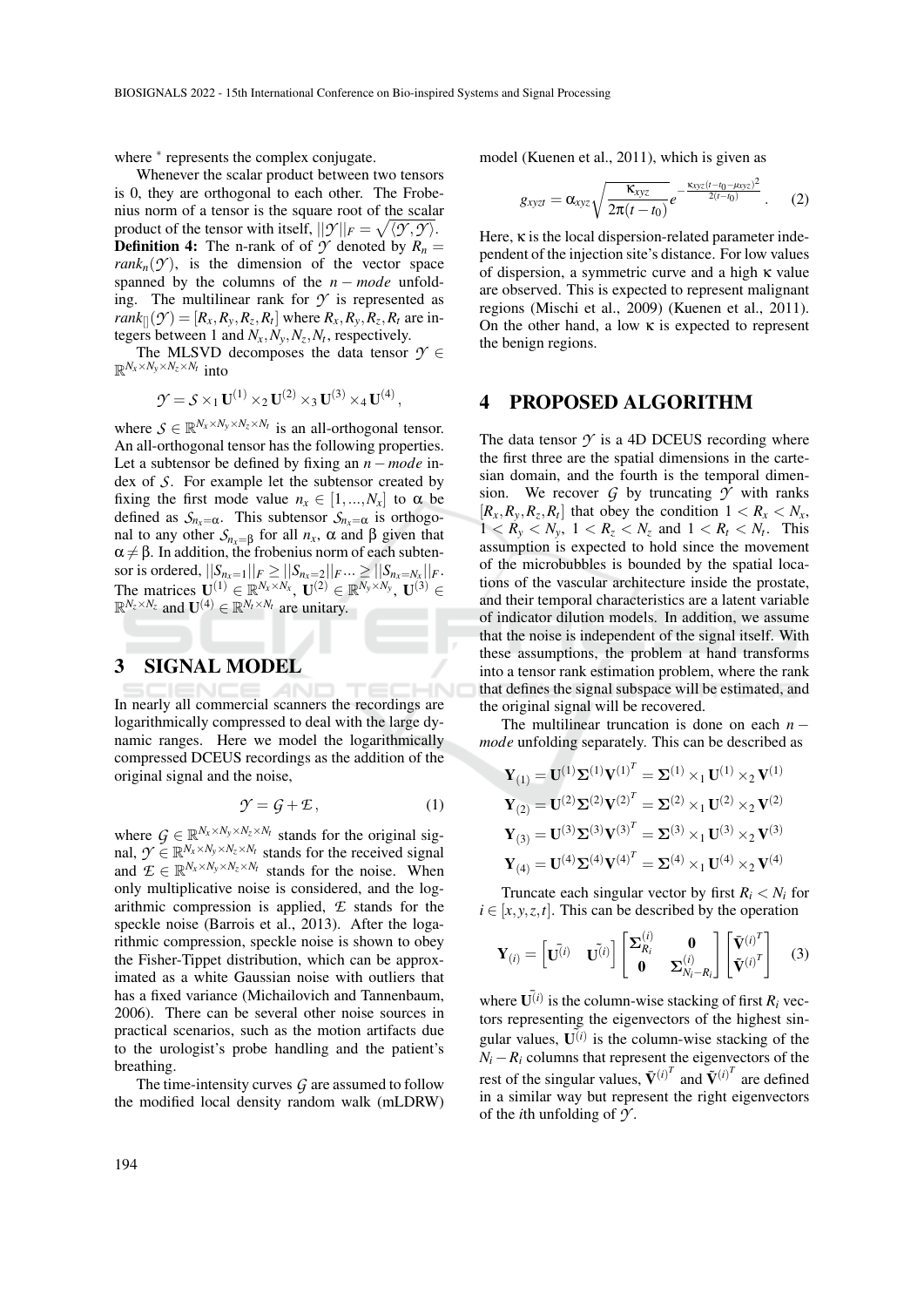where $^*$ represents the complex conjugate.

Whenever the scalar product between two tensors is 0, they are orthogonal to each other. The Frobenius norm of a tensor is the square root of the scalar product of the tensor with itself, $||\mathcal{Y}||_F = \sqrt{\langle \mathcal{Y}, \mathcal{Y} \rangle}$.

**Definition 4:** The n-rank of of $\mathcal{Y}$ denoted by $R_n = rank_n(\mathcal{Y})$, is the dimension of the vector space spanned by the columns of the $n-mode$ unfolding. The multilinear rank for $\mathcal{Y}$ is represented as $rank_{[]}(\mathcal{Y}) = [R_x, R_y, R_z, R_t]$ where $R_x, R_y, R_z, R_t$ are integers between 1 and $N_x, N_y, N_z, N_t$, respectively.

The MLSVD decomposes the data tensor $\mathcal{Y} \in \mathbb{R}^{N_x \times N_y \times N_z \times N_t}$ into

$$\mathcal{Y} = \mathcal{S} \times_1 \mathbf{U}^{(1)} \times_2 \mathbf{U}^{(2)} \times_3 \mathbf{U}^{(3)} \times_4 \mathbf{U}^{(4)},$$

where $\mathcal{S} \in \mathbb{R}^{N_x \times N_y \times N_z \times N_t}$ is an all-orthogonal tensor. An all-orthogonal tensor has the following properties. Let a subtensor be defined by fixing an $n-mode$ index of $\mathcal{S}$. For example let the subtensor created by fixing the first mode value $n_x \in [1, ..., N_x]$ to $\alpha$ be defined as $\mathcal{S}_{n_x=\alpha}$. This subtensor $\mathcal{S}_{n_x=\alpha}$ is orthogonal to any other $\mathcal{S}_{n_x=\beta}$ for all $n_x$, $\alpha$ and $\beta$ given that $\alpha \neq \beta$. In addition, the frobenius norm of each subtensor is ordered, $||S_{n_x=1}||_F \geq ||S_{n_x=2}||_F ... \geq ||S_{n_x=N_x}||_F$. The matrices $\mathbf{U}^{(1)} \in \mathbb{R}^{N_x \times N_x}$, $\mathbf{U}^{(2)} \in \mathbb{R}^{N_y \times N_y}$, $\mathbf{U}^{(3)} \in \mathbb{R}^{N_z \times N_z}$ and $\mathbf{U}^{(4)} \in \mathbb{R}^{N_t \times N_t}$ are unitary.

## 3 SIGNAL MODEL

In nearly all commercial scanners the recordings are logarithmically compressed to deal with the large dynamic ranges. Here we model the logarithmically compressed DCEUS recordings as the addition of the original signal and the noise,

$$\mathcal{Y} = \mathcal{G} + \mathcal{E}, \tag{1}$$

where $\mathcal{G} \in \mathbb{R}^{N_x \times N_y \times N_z \times N_t}$ stands for the original signal, $\mathcal{Y} \in \mathbb{R}^{N_x \times N_y \times N_z \times N_t}$ stands for the received signal and $\mathcal{E} \in \mathbb{R}^{N_x \times N_y \times N_z \times N_t}$ stands for the noise. When only multiplicative noise is considered, and the logarithmic compression is applied, $\mathcal{E}$ stands for the speckle noise (Barrois et al., 2013). After the logarithmic compression, speckle noise is shown to obey the Fisher-Tippet distribution, which can be approximated as a white Gaussian noise with outliers that has a fixed variance (Michailovich and Tannenbaum, 2006). There can be several other noise sources in practical scenarios, such as the motion artifacts due to the urologist's probe handling and the patient's breathing.

The time-intensity curves $\mathcal{G}$ are assumed to follow the modified local density random walk (mLDRW) model (Kuenen et al., 2011), which is given as

$$g_{xyzt} = \alpha_{xyz} \sqrt{\frac{\kappa_{xyz}}{2\pi(t-t_0)}} e^{-\frac{\kappa_{xyz}(t-t_0-\mu_{xyz})^2}{2(t-t_0)}}. \tag{2}$$

Here, $\kappa$ is the local dispersion-related parameter independent of the injection site's distance. For low values of dispersion, a symmetric curve and a high $\kappa$ value are observed. This is expected to represent malignant regions (Mischi et al., 2009) (Kuenen et al., 2011). On the other hand, a low $\kappa$ is expected to represent the benign regions.

## 4 PROPOSED ALGORITHM

The data tensor $\mathcal{Y}$ is a 4D DCEUS recording where the first three are the spatial dimensions in the cartesian domain, and the fourth is the temporal dimension. We recover $\mathcal{G}$ by truncating $\mathcal{Y}$ with ranks $[R_x, R_y, R_z, R_t]$ that obey the condition $1 < R_x < N_x$, $1 < R_y < N_y$, $1 < R_z < N_z$ and $1 < R_t < N_t$. This assumption is expected to hold since the movement of the microbubbles is bounded by the spatial locations of the vascular architecture inside the prostate, and their temporal characteristics are a latent variable of indicator dilution models. In addition, we assume that the noise is independent of the signal itself. With these assumptions, the problem at hand transforms into a tensor rank estimation problem, where the rank that defines the signal subspace will be estimated, and the original signal will be recovered.

The multilinear truncation is done on each $n-mode$ unfolding separately. This can be described as

$$\mathbf{Y}_{(1)} = \mathbf{U}^{(1)} \mathbf{\Sigma}^{(1)} \mathbf{V}^{(1)^T} = \mathbf{\Sigma}^{(1)} \times_1 \mathbf{U}^{(1)} \times_2 \mathbf{V}^{(1)}$$
$$\mathbf{Y}_{(2)} = \mathbf{U}^{(2)} \mathbf{\Sigma}^{(2)} \mathbf{V}^{(2)^T} = \mathbf{\Sigma}^{(2)} \times_1 \mathbf{U}^{(2)} \times_2 \mathbf{V}^{(2)}$$
$$\mathbf{Y}_{(3)} = \mathbf{U}^{(3)} \mathbf{\Sigma}^{(3)} \mathbf{V}^{(3)^T} = \mathbf{\Sigma}^{(3)} \times_1 \mathbf{U}^{(3)} \times_2 \mathbf{V}^{(3)}$$
$$\mathbf{Y}_{(4)} = \mathbf{U}^{(4)} \mathbf{\Sigma}^{(4)} \mathbf{V}^{(4)^T} = \mathbf{\Sigma}^{(4)} \times_1 \mathbf{U}^{(4)} \times_2 \mathbf{V}^{(4)}$$

Truncate each singular vector by first $R_i < N_i$ for $i \in [x, y, z, t]$. This can be described by the operation

$$\mathbf{Y}_{(i)} = \begin{bmatrix} \bar{\mathbf{U}^{(i)}} & \tilde{\mathbf{U}^{(i)}} \end{bmatrix} \begin{bmatrix} \mathbf{\Sigma}_{R_i}^{(i)} & \mathbf{0} \\ \mathbf{0} & \mathbf{\Sigma}_{N_i - R_i}^{(i)} \end{bmatrix} \begin{bmatrix} \bar{\mathbf{V}}^{(i)^T} \\ \tilde{\mathbf{V}}^{(i)^T} \end{bmatrix} \tag{3}$$

where $\bar{\mathbf{U}^{(i)}}$ is the column-wise stacking of first $R_i$ vectors representing the eigenvectors of the highest singular values, $\tilde{\mathbf{U}^{(i)}}$ is the column-wise stacking of the $N_i - R_i$ columns that represent the eigenvectors of the rest of the singular values, $\bar{\mathbf{V}}^{(i)^T}$ and $\tilde{\mathbf{V}}^{(i)^T}$ are defined in a similar way but represent the right eigenvectors of the $i$th unfolding of $\mathcal{Y}$.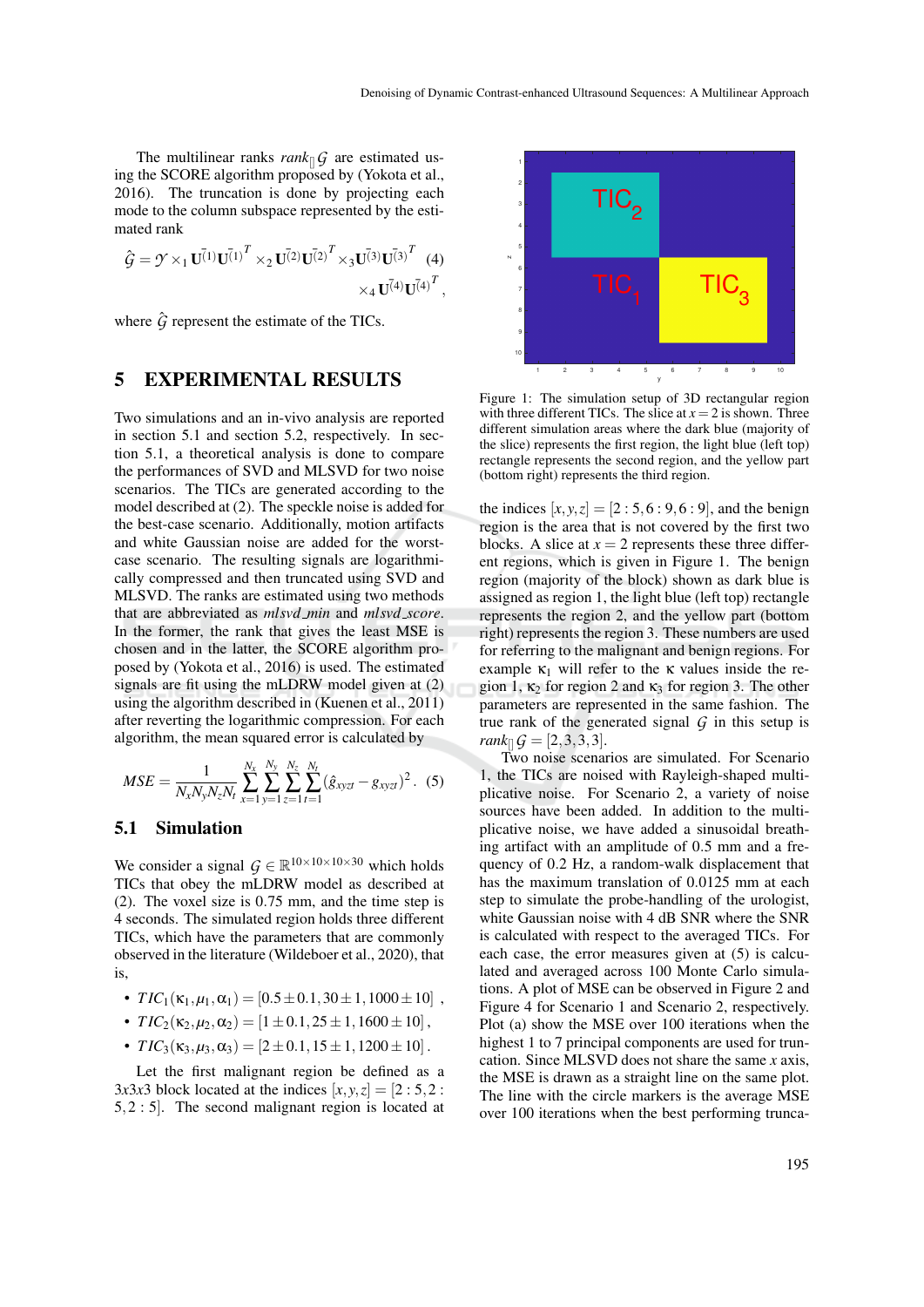The multilinear ranks $rank_{\square}\mathcal{G}$ are estimated using the SCORE algorithm proposed by (Yokota et al., 2016). The truncation is done by projecting each mode to the column subspace represented by the estimated rank

$$\hat{\mathcal{G}} = \mathcal{Y} \times_1 \mathbf{U}^{\bar{(1)}}\mathbf{U}^{\bar{(1)}^T} \times_2 \mathbf{U}^{\bar{(2)}}\mathbf{U}^{\bar{(2)}^T} \times_3 \mathbf{U}^{\bar{(3)}}\mathbf{U}^{\bar{(3)}^T} \times_4 \mathbf{U}^{\bar{(4)}}\mathbf{U}^{\bar{(4)}^T}, \quad (4)$$

where $\hat{\mathcal{G}}$ represent the estimate of the TICs.

# 5 EXPERIMENTAL RESULTS

Two simulations and an in-vivo analysis are reported in section 5.1 and section 5.2, respectively. In section 5.1, a theoretical analysis is done to compare the performances of SVD and MLSVD for two noise scenarios. The TICs are generated according to the model described at (2). The speckle noise is added for the best-case scenario. Additionally, motion artifacts and white Gaussian noise are added for the worst-case scenario. The resulting signals are logarithmically compressed and then truncated using SVD and MLSVD. The ranks are estimated using two methods that are abbreviated as *mlsvd_min* and *mlsvd_score*. In the former, the rank that gives the least MSE is chosen and in the latter, the SCORE algorithm proposed by (Yokota et al., 2016) is used. The estimated signals are fit using the mLDRW model given at (2) using the algorithm described in (Kuenen et al., 2011) after reverting the logarithmic compression. For each algorithm, the mean squared error is calculated by

$$MSE = \frac{1}{N_x N_y N_z N_t} \sum_{x=1}^{N_x} \sum_{y=1}^{N_y} \sum_{z=1}^{N_z} \sum_{t=1}^{N_t} (\hat{g}_{xyzt} - g_{xyzt})^2. \quad (5)$$

## 5.1 Simulation

We consider a signal $\mathcal{G} \in \mathbb{R}^{10\times10\times10\times30}$ which holds TICs that obey the mLDRW model as described at (2). The voxel size is 0.75 mm, and the time step is 4 seconds. The simulated region holds three different TICs, which have the parameters that are commonly observed in the literature (Wildeboer et al., 2020), that is,

- $TIC_1(\kappa_1, \mu_1, \alpha_1) = [0.5\pm0.1, 30\pm1, 1000\pm10]$ ,
- $TIC_2(\kappa_2, \mu_2, \alpha_2) = [1\pm0.1, 25\pm1, 1600\pm10]$ ,
- $TIC_3(\kappa_3, \mu_3, \alpha_3) = [2\pm0.1, 15\pm1, 1200\pm10]$ .

Let the first malignant region be defined as a 3x3x3 block located at the indices $[x,y,z] = [2:5, 2:5, 2:5]$. The second malignant region is located at the indices $[x,y,z] = [2:5, 6:9, 6:9]$, and the benign region is the area that is not covered by the first two blocks. A slice at $x = 2$ represents these three different regions, which is given in Figure 1. The benign region (majority of the block) shown as dark blue is assigned as region 1, the light blue (left top) rectangle represents the region 2, and the yellow part (bottom right) represents the region 3. These numbers are used for referring to the malignant and benign regions. For example $\kappa_1$ will refer to the $\kappa$ values inside the region 1, $\kappa_2$ for region 2 and $\kappa_3$ for region 3. The other parameters are represented in the same fashion. The true rank of the generated signal $\mathcal{G}$ in this setup is $rank_{\square}\mathcal{G} = [2, 3, 3, 3]$.

Figure 1: The simulation setup of 3D rectangular region with three different TICs. The slice at $x = 2$ is shown. Three different simulation areas where the dark blue (majority of the slice) represents the first region, the light blue (left top) rectangle represents the second region, and the yellow part (bottom right) represents the third region.

Two noise scenarios are simulated. For Scenario 1, the TICs are noised with Rayleigh-shaped multiplicative noise. For Scenario 2, a variety of noise sources have been added. In addition to the multiplicative noise, we have added a sinusoidal breathing artifact with an amplitude of 0.5 mm and a frequency of 0.2 Hz, a random-walk displacement that has the maximum translation of 0.0125 mm at each step to simulate the probe-handling of the urologist, white Gaussian noise with 4 dB SNR where the SNR is calculated with respect to the averaged TICs. For each case, the error measures given at (5) is calculated and averaged across 100 Monte Carlo simulations. A plot of MSE can be observed in Figure 2 and Figure 4 for Scenario 1 and Scenario 2, respectively. Plot (a) show the MSE over 100 iterations when the highest 1 to 7 principal components are used for truncation. Since MLSVD does not share the same $x$ axis, the MSE is drawn as a straight line on the same plot. The line with the circle markers is the average MSE over 100 iterations when the best performing trunca-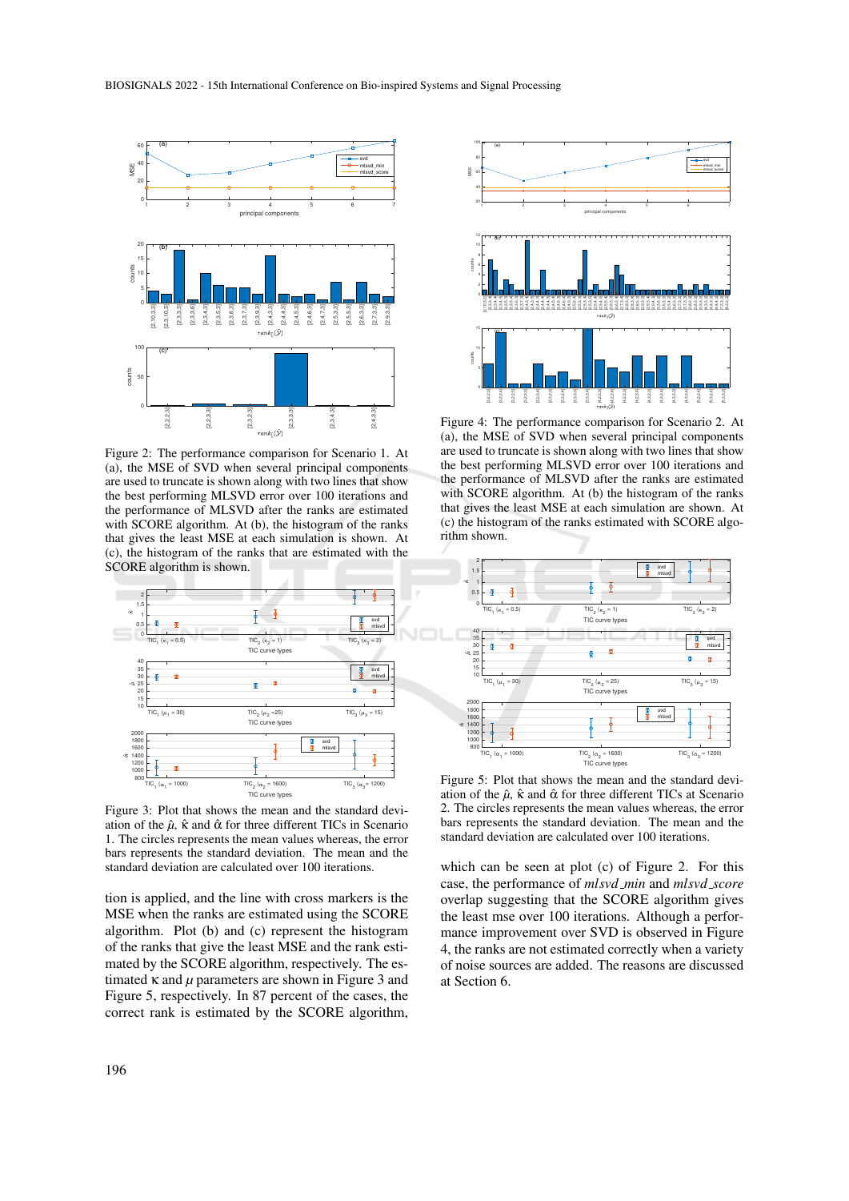Figure 2: The performance comparison for Scenario 1. At (a), the MSE of SVD when several principal components are used to truncate is shown along with two lines that show the best performing MLSVD error over 100 iterations and the performance of MLSVD after the ranks are estimated with SCORE algorithm. At (b), the histogram of the ranks that gives the least MSE at each simulation is shown. At (c), the histogram of the ranks that are estimated with the SCORE algorithm is shown.

Figure 3: Plot that shows the mean and the standard deviation of the $\hat{\mu}$, $\hat{\kappa}$ and $\hat{\alpha}$ for three different TICs in Scenario 1. The circles represents the mean values whereas, the error bars represents the standard deviation. The mean and the standard deviation are calculated over 100 iterations.

tion is applied, and the line with cross markers is the MSE when the ranks are estimated using the SCORE algorithm. Plot (b) and (c) represent the histogram of the ranks that give the least MSE and the rank estimated by the SCORE algorithm, respectively. The estimated $\kappa$ and $\mu$ parameters are shown in Figure 3 and Figure 5, respectively. In 87 percent of the cases, the correct rank is estimated by the SCORE algorithm,

Figure 4: The performance comparison for Scenario 2. At (a), the MSE of SVD when several principal components are used to truncate is shown along with two lines that show the best performing MLSVD error over 100 iterations and the performance of MLSVD after the ranks are estimated with SCORE algorithm. At (b) the histogram of the ranks that gives the least MSE at each simulation are shown. At (c) the histogram of the ranks estimated with the SCORE algorithm shown.

Figure 5: Plot that shows the mean and the standard deviation of the $\hat{\mu}$, $\hat{\kappa}$ and $\hat{\alpha}$ for three different TICs at Scenario 2. The circles represents the mean values whereas, the error bars represents the standard deviation. The mean and the standard deviation are calculated over 100 iterations.

which can be seen at plot (c) of Figure 2. For this case, the performance of *mlsvd_min* and *mlsvd_score* overlap suggesting that the SCORE algorithm gives the least mse over 100 iterations. Although a performance improvement over SVD is observed in Figure 4, the ranks are not estimated correctly when a variety of noise sources are added. The reasons are discussed at Section 6.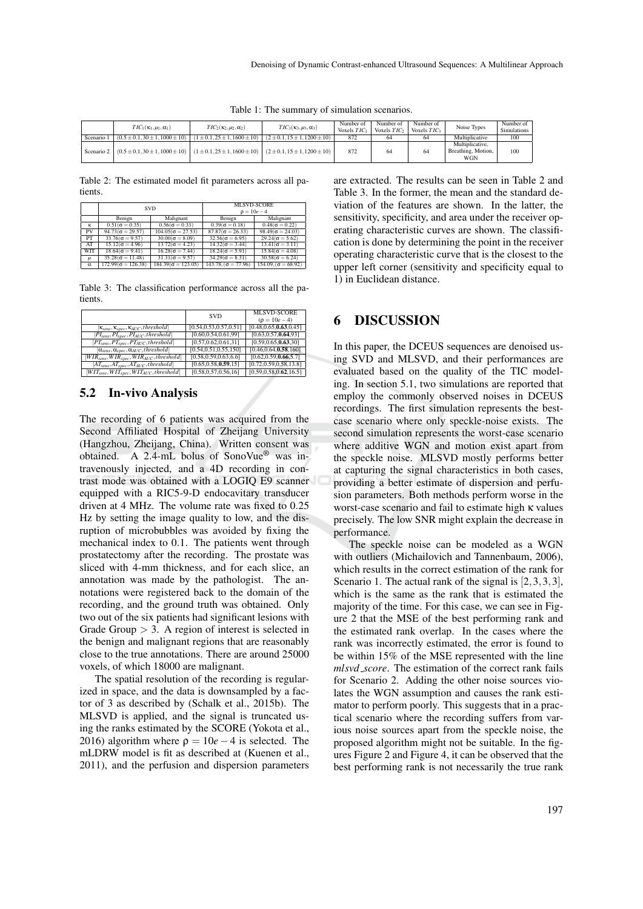Table 1: The summary of simulation scenarios.

| | $TIC_1(\kappa_1, \mu_1, \alpha_1)$ | $TIC_2(\kappa_2, \mu_2, \alpha_2)$ | $TIC_3(\kappa_3, \mu_3, \alpha_3)$ | Number of Voxels $TIC_1$ | Number of Voxels $TIC_2$ | Number of Voxels $TIC_3$ | Noise Types | Number of Simulations |
|---|---|---|---|---|---|---|---|---|
| Scenario 1 | $(0.5 \pm 0.1, 30 \pm 1, 1000 \pm 10)$ | $(1 \pm 0.1, 25 \pm 1, 1600 \pm 10)$ | $(2 \pm 0.1, 15 \pm 1, 1200 \pm 10)$ | 872 | 64 | 64 | Multiplicative | 100 |
| Scenario 2 | $(0.5 \pm 0.1, 30 \pm 1, 1000 \pm 10)$ | $(1 \pm 0.1, 25 \pm 1, 1600 \pm 10)$ | $(2 \pm 0.1, 15 \pm 1, 1200 \pm 10)$ | 872 | 64 | 64 | Multiplicative, Breathing, Motion, WGN | 100 |

Table 2: The estimated model fit parameters across all patients.

| | SVD | | MLSVD-SCORE $\rho = 10e-4$ | |
|---|---|---|---|---|
| | Benign | Malignant | Benign | Malignant |
| $\kappa$ | $0.51(\sigma = 0.35)$ | $0.56(\sigma = 0.33)$ | $0.39(\sigma = 0.18)$ | $0.48(\sigma = 0.22)$ |
| PV | $94.73(\sigma = 29.57)$ | $104.05(\sigma = 27.53)$ | $87.87(\sigma = 26.33)$ | $98.49(\sigma = 24.03)$ |
| PT | $33.76(\sigma = 9.57)$ | $30.00(\sigma = 8.09)$ | $32.56(\sigma = 6.95)$ | $29.24(\sigma = 5.62)$ |
| AT | $15.12(\sigma = 4.96)$ | $13.72(\sigma = 4.23)$ | $14.32(\sigma = 3.44)$ | $13.41(\sigma = 3.11)$ |
| WIT | $18.64(\sigma = 9.41)$ | $16.28(\sigma = 7.44)$ | $18.24(\sigma = 5.91)$ | $15.84(\sigma = 4.08)$ |
| $\mu$ | $35.28(\sigma = 11.48)$ | $31.31(\sigma = 9.57)$ | $34.29(\sigma = 8.31)$ | $30.58(\sigma = 6.24)$ |
| $\alpha$ | $172.99(\sigma = 126.38)$ | $184.39(\sigma = 123.05)$ | $143.78,(\sigma = 77.96)$ | $154.09,(\sigma = 68.92)$ |

Table 3: The classification performance across all the patients.

| | SVD | MLSVD-SCORE $(\rho = 10e-4)$ |
|---|---|---|
| $[\kappa_{sens}, \kappa_{spec}, \kappa_{AUC}, threshold]$ | [0.54,0.53,0.57,0.51] | [0.48,0.65,**0.63**,0.45] |
| $[PI_{sens}, PI_{spec}, PI_{AUC}, threshold]$ | [0.60,0.54,0.61,99] | [0.63,0.57,**0.64**,93] |
| $[PT_{sens}, PT_{spec}, PT_{AUC}, threshold]$ | [0.57,0.62,0.61,31] | [0.59,0.65,**0.63**,30] |
| $[\alpha_{sens}, \alpha_{spec}, \alpha_{AUC}, threshold]$ | [0.54,0.51,0.55,150] | [0.46,0.64,**0.58**,160] |
| $[WIR_{sens}, WIR_{spec}, WIR_{AUC}, threshold]$ | [0.58,0.59,0.63,6.6] | [0.62,0.59,**0.66**,5.7] |
| $[AT_{sens}, AT_{spec}, AT_{AUC}, threshold]$ | [0.65,0.58,**0.59**,15] | [0.72,0.59,0.58,13.8] |
| $[WIT_{sens}, WIT_{spec}, WIT_{AUC}, threshold]$ | [0.58,0.57,0.56,16] | [0.59,0.58,**0.62**,16.5] |

## 5.2 In-vivo Analysis

The recording of 6 patients was acquired from the Second Affiliated Hospital of Zheijang University (Hangzhou, Zheijang, China). Written consent was obtained. A 2.4-mL bolus of SonoVue® was intravenously injected, and a 4D recording in contrast mode was obtained with a LOGIQ E9 scanner equipped with a RIC5-9-D endocavitary transducer driven at 4 MHz. The volume rate was fixed to 0.25 Hz by setting the image quality to low, and the disruption of microbubbles was avoided by fixing the mechanical index to 0.1. The patients went through prostatectomy after the recording. The prostate was sliced with 4-mm thickness, and for each slice, an annotation was made by the pathologist. The annotations were registered back to the domain of the recording, and the ground truth was obtained. Only two out of the six patients had significant lesions with Grade Group $> 3$. A region of interest is selected in the benign and malignant regions that are reasonably close to the true annotations. There are around 25000 voxels, of which 18000 are malignant.

The spatial resolution of the recording is regularized in space, and the data is downsampled by a factor of 3 as described by (Schalk et al., 2015b). The MLSVD is applied, and the signal is truncated using the ranks estimated by the SCORE (Yokota et al., 2016) algorithm where $\rho = 10e-4$ is selected. The mLDRW model is fit as described at (Kuenen et al., 2011), and the perfusion and dispersion parameters are extracted. The results can be seen in Table 2 and Table 3. In the former, the mean and the standard deviation of the features are shown. In the latter, the sensitivity, specificity, and area under the receiver operating characteristic curves are shown. The classification is done by determining the point in the receiver operating characteristic curve that is the closest to the upper left corner (sensitivity and specificity equal to 1) in Euclidean distance.

# 6 DISCUSSION

In this paper, the DCEUS sequences are denoised using SVD and MLSVD, and their performances are evaluated based on the quality of the TIC modeling. In section 5.1, two simulations are reported that employ the commonly observed noises in DCEUS recordings. The first simulation represents the best-case scenario where only speckle-noise exists. The second simulation represents the worst-case scenario where additive WGN and motion exist apart from the speckle noise. MLSVD mostly performs better at capturing the signal characteristics in both cases, providing a better estimate of dispersion and perfusion parameters. Both methods perform worse in the worst-case scenario and fail to estimate high $\kappa$ values precisely. The low SNR might explain the decrease in performance.

The speckle noise can be modeled as a WGN with outliers (Michailovich and Tannenbaum, 2006), which results in the correct estimation of the rank for Scenario 1. The actual rank of the signal is $[2,3,3,3]$, which is the same as the rank that is estimated the majority of the time. For this case, we can see in Figure 2 that the MSE of the best performing rank and the estimated rank overlap. In the cases where the rank was incorrectly estimated, the error is found to be within 15% of the MSE represented with the line *mlsvd_score*. The estimation of the correct rank fails for Scenario 2. Adding the other noise sources violates the WGN assumption and causes the rank estimator to perform poorly. This suggests that in a practical scenario where the recording suffers from various noise sources apart from the speckle noise, the proposed algorithm might not be suitable. In the figures Figure 2 and Figure 4, it can be observed that the best performing rank is not necessarily the true rank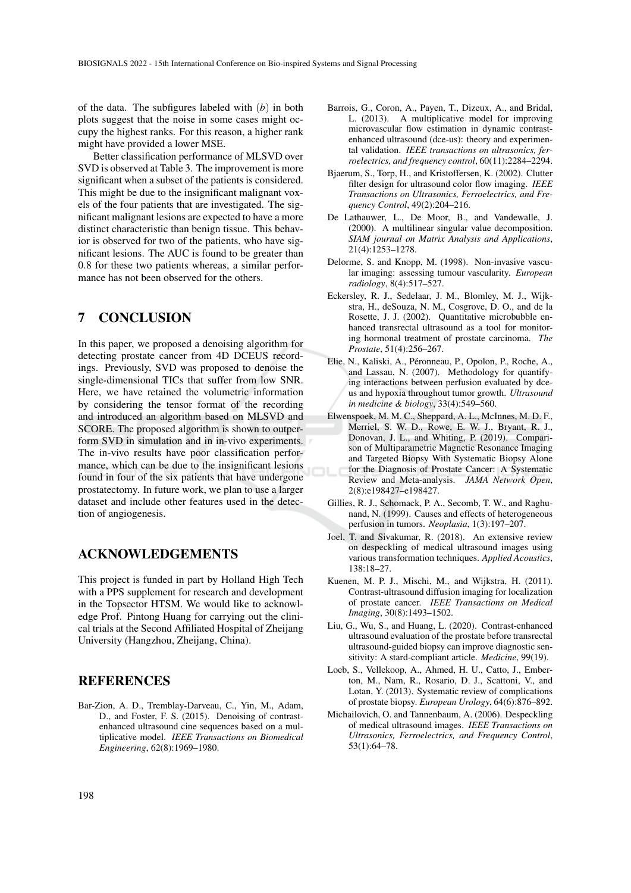of the data. The subfigures labeled with $(b)$ in both plots suggest that the noise in some cases might occupy the highest ranks. For this reason, a higher rank might have provided a lower MSE.

Better classification performance of MLSVD over SVD is observed at Table 3. The improvement is more significant when a subset of the patients is considered. This might be due to the insignificant malignant voxels of the four patients that are investigated. The significant malignant lesions are expected to have a more distinct characteristic than benign tissue. This behavior is observed for two of the patients, who have significant lesions. The AUC is found to be greater than 0.8 for these two patients whereas, a similar performance has not been observed for the others.

## 7 CONCLUSION

In this paper, we proposed a denoising algorithm for detecting prostate cancer from 4D DCEUS recordings. Previously, SVD was proposed to denoise the single-dimensional TICs that suffer from low SNR. Here, we have retained the volumetric information by considering the tensor format of the recording and introduced an algorithm based on MLSVD and SCORE. The proposed algorithm is shown to outperform SVD in simulation and in in-vivo experiments. The in-vivo results have poor classification performance, which can be due to the insignificant lesions found in four of the six patients that have undergone prostatectomy. In future work, we plan to use a larger dataset and include other features used in the detection of angiogenesis.

## ACKNOWLEDGEMENTS

This project is funded in part by Holland High Tech with a PPS supplement for research and development in the Topsector HTSM. We would like to acknowledge Prof. Pintong Huang for carrying out the clinical trials at the Second Affiliated Hospital of Zheijang University (Hangzhou, Zheijang, China).

## REFERENCES

Bar-Zion, A. D., Tremblay-Darveau, C., Yin, M., Adam, D., and Foster, F. S. (2015). Denoising of contrast-enhanced ultrasound cine sequences based on a multiplicative model. *IEEE Transactions on Biomedical Engineering*, 62(8):1969–1980.

Barrois, G., Coron, A., Payen, T., Dizeux, A., and Bridal, L. (2013). A multiplicative model for improving microvascular flow estimation in dynamic contrast-enhanced ultrasound (dce-us): theory and experimental validation. *IEEE transactions on ultrasonics, ferroelectrics, and frequency control*, 60(11):2284–2294.

Bjaerum, S., Torp, H., and Kristoffersen, K. (2002). Clutter filter design for ultrasound color flow imaging. *IEEE Transactions on Ultrasonics, Ferroelectrics, and Frequency Control*, 49(2):204–216.

De Lathauwer, L., De Moor, B., and Vandewalle, J. (2000). A multilinear singular value decomposition. *SIAM journal on Matrix Analysis and Applications*, 21(4):1253–1278.

Delorme, S. and Knopp, M. (1998). Non-invasive vascular imaging: assessing tumour vascularity. *European radiology*, 8(4):517–527.

Eckersley, R. J., Sedelaar, J. M., Blomley, M. J., Wijkstra, H., deSouza, N. M., Cosgrove, D. O., and de la Rosette, J. J. (2002). Quantitative microbubble enhanced transrectal ultrasound as a tool for monitoring hormonal treatment of prostate carcinoma. *The Prostate*, 51(4):256–267.

Elie, N., Kaliski, A., Péronneau, P., Opolon, P., Roche, A., and Lassau, N. (2007). Methodology for quantifying interactions between perfusion evaluated by dce-us and hypoxia throughout tumor growth. *Ultrasound in medicine & biology*, 33(4):549–560.

Elwenspoek, M. M. C., Sheppard, A. L., McInnes, M. D. F., Merriel, S. W. D., Rowe, E. W. J., Bryant, R. J., Donovan, J. L., and Whiting, P. (2019). Comparison of Multiparametric Magnetic Resonance Imaging and Targeted Biopsy With Systematic Biopsy Alone for the Diagnosis of Prostate Cancer: A Systematic Review and Meta-analysis. *JAMA Network Open*, 2(8):e198427–e198427.

Gillies, R. J., Schomack, P. A., Secomb, T. W., and Raghunand, N. (1999). Causes and effects of heterogeneous perfusion in tumors. *Neoplasia*, 1(3):197–207.

Joel, T. and Sivakumar, R. (2018). An extensive review on despeckling of medical ultrasound images using various transformation techniques. *Applied Acoustics*, 138:18–27.

Kuenen, M. P. J., Mischi, M., and Wijkstra, H. (2011). Contrast-ultrasound diffusion imaging for localization of prostate cancer. *IEEE Transactions on Medical Imaging*, 30(8):1493–1502.

Liu, G., Wu, S., and Huang, L. (2020). Contrast-enhanced ultrasound evaluation of the prostate before transrectal ultrasound-guided biopsy can improve diagnostic sensitivity: A stard-compliant article. *Medicine*, 99(19).

Loeb, S., Vellekoop, A., Ahmed, H. U., Catto, J., Emberton, M., Nam, R., Rosario, D. J., Scattoni, V., and Lotan, Y. (2013). Systematic review of complications of prostate biopsy. *European Urology*, 64(6):876–892.

Michailovich, O. and Tannenbaum, A. (2006). Despeckling of medical ultrasound images. *IEEE Transactions on Ultrasonics, Ferroelectrics, and Frequency Control*, 53(1):64–78.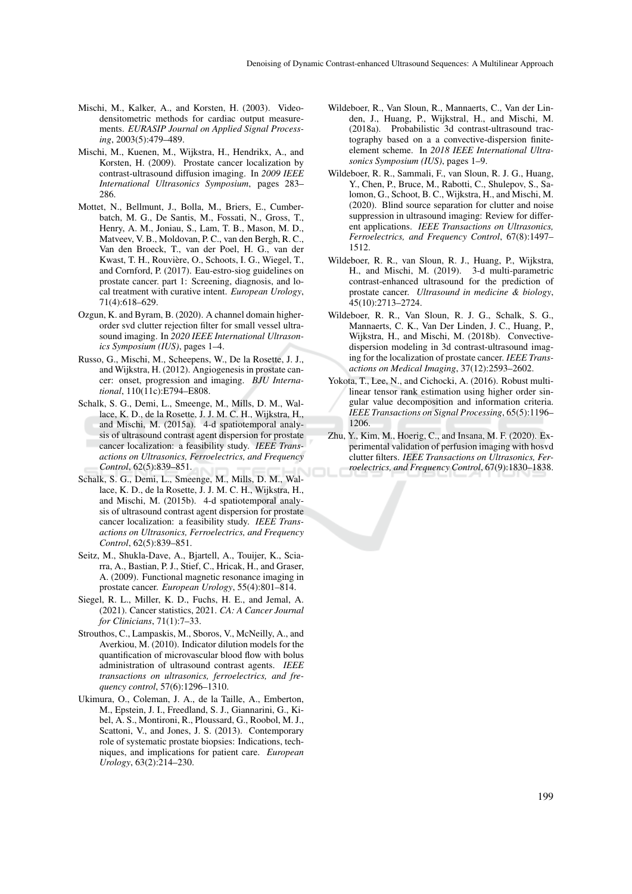Mischi, M., Kalker, A., and Korsten, H. (2003). Videodensitometric methods for cardiac output measurements. *EURASIP Journal on Applied Signal Processing*, 2003(5):479–489.

Mischi, M., Kuenen, M., Wijkstra, H., Hendrikx, A., and Korsten, H. (2009). Prostate cancer localization by contrast-ultrasound diffusion imaging. In *2009 IEEE International Ultrasonics Symposium*, pages 283–286.

Mottet, N., Bellmunt, J., Bolla, M., Briers, E., Cumberbatch, M. G., De Santis, M., Fossati, N., Gross, T., Henry, A. M., Joniau, S., Lam, T. B., Mason, M. D., Matveev, V. B., Moldovan, P. C., van den Bergh, R. C., Van den Broeck, T., van der Poel, H. G., van der Kwast, T. H., Rouvière, O., Schoots, I. G., Wiegel, T., and Cornford, P. (2017). Eau-estro-siog guidelines on prostate cancer. part 1: Screening, diagnosis, and local treatment with curative intent. *European Urology*, 71(4):618–629.

Ozgun, K. and Byram, B. (2020). A channel domain higher-order svd clutter rejection filter for small vessel ultrasound imaging. In *2020 IEEE International Ultrasonics Symposium (IUS)*, pages 1–4.

Russo, G., Mischi, M., Scheepens, W., De la Rosette, J. J., and Wijkstra, H. (2012). Angiogenesis in prostate cancer: onset, progression and imaging. *BJU International*, 110(11c):E794–E808.

Schalk, S. G., Demi, L., Smeenge, M., Mills, D. M., Wallace, K. D., de la Rosette, J. J. M. C. H., Wijkstra, H., and Mischi, M. (2015a). 4-d spatiotemporal analysis of ultrasound contrast agent dispersion for prostate cancer localization: a feasibility study. *IEEE Transactions on Ultrasonics, Ferroelectrics, and Frequency Control*, 62(5):839–851.

Schalk, S. G., Demi, L., Smeenge, M., Mills, D. M., Wallace, K. D., de la Rosette, J. J. M. C. H., Wijkstra, H., and Mischi, M. (2015b). 4-d spatiotemporal analysis of ultrasound contrast agent dispersion for prostate cancer localization: a feasibility study. *IEEE Transactions on Ultrasonics, Ferroelectrics, and Frequency Control*, 62(5):839–851.

Seitz, M., Shukla-Dave, A., Bjartell, A., Touijer, K., Sciarra, A., Bastian, P. J., Stief, C., Hricak, H., and Graser, A. (2009). Functional magnetic resonance imaging in prostate cancer. *European Urology*, 55(4):801–814.

Siegel, R. L., Miller, K. D., Fuchs, H. E., and Jemal, A. (2021). Cancer statistics, 2021. *CA: A Cancer Journal for Clinicians*, 71(1):7–33.

Strouthos, C., Lampaskis, M., Sboros, V., McNeilly, A., and Averkiou, M. (2010). Indicator dilution models for the quantification of microvascular blood flow with bolus administration of ultrasound contrast agents. *IEEE transactions on ultrasonics, ferroelectrics, and frequency control*, 57(6):1296–1310.

Ukimura, O., Coleman, J. A., de la Taille, A., Emberton, M., Epstein, J. I., Freedland, S. J., Giannarini, G., Kibel, A. S., Montironi, R., Ploussard, G., Roobol, M. J., Scattoni, V., and Jones, J. S. (2013). Contemporary role of systematic prostate biopsies: Indications, techniques, and implications for patient care. *European Urology*, 63(2):214–230.

Wildeboer, R., Van Sloun, R., Mannaerts, C., Van der Linden, J., Huang, P., Wijkstral, H., and Mischi, M. (2018a). Probabilistic 3d contrast-ultrasound tractography based on a a convective-dispersion finite-element scheme. In *2018 IEEE International Ultrasonics Symposium (IUS)*, pages 1–9.

Wildeboer, R. R., Sammali, F., van Sloun, R. J. G., Huang, Y., Chen, P., Bruce, M., Rabotti, C., Shulepov, S., Salomon, G., Schoot, B. C., Wijkstra, H., and Mischi, M. (2020). Blind source separation for clutter and noise suppression in ultrasound imaging: Review for different applications. *IEEE Transactions on Ultrasonics, Ferroelectrics, and Frequency Control*, 67(8):1497–1512.

Wildeboer, R. R., van Sloun, R. J., Huang, P., Wijkstra, H., and Mischi, M. (2019). 3-d multi-parametric contrast-enhanced ultrasound for the prediction of prostate cancer. *Ultrasound in medicine & biology*, 45(10):2713–2724.

Wildeboer, R. R., Van Sloun, R. J. G., Schalk, S. G., Mannaerts, C. K., Van Der Linden, J. C., Huang, P., Wijkstra, H., and Mischi, M. (2018b). Convective-dispersion modeling in 3d contrast-ultrasound imaging for the localization of prostate cancer. *IEEE Transactions on Medical Imaging*, 37(12):2593–2602.

Yokota, T., Lee, N., and Cichocki, A. (2016). Robust multilinear tensor rank estimation using higher order singular value decomposition and information criteria. *IEEE Transactions on Signal Processing*, 65(5):1196–1206.

Zhu, Y., Kim, M., Hoerig, C., and Insana, M. F. (2020). Experimental validation of perfusion imaging with hosvd clutter filters. *IEEE Transactions on Ultrasonics, Ferroelectrics, and Frequency Control*, 67(9):1830–1838.